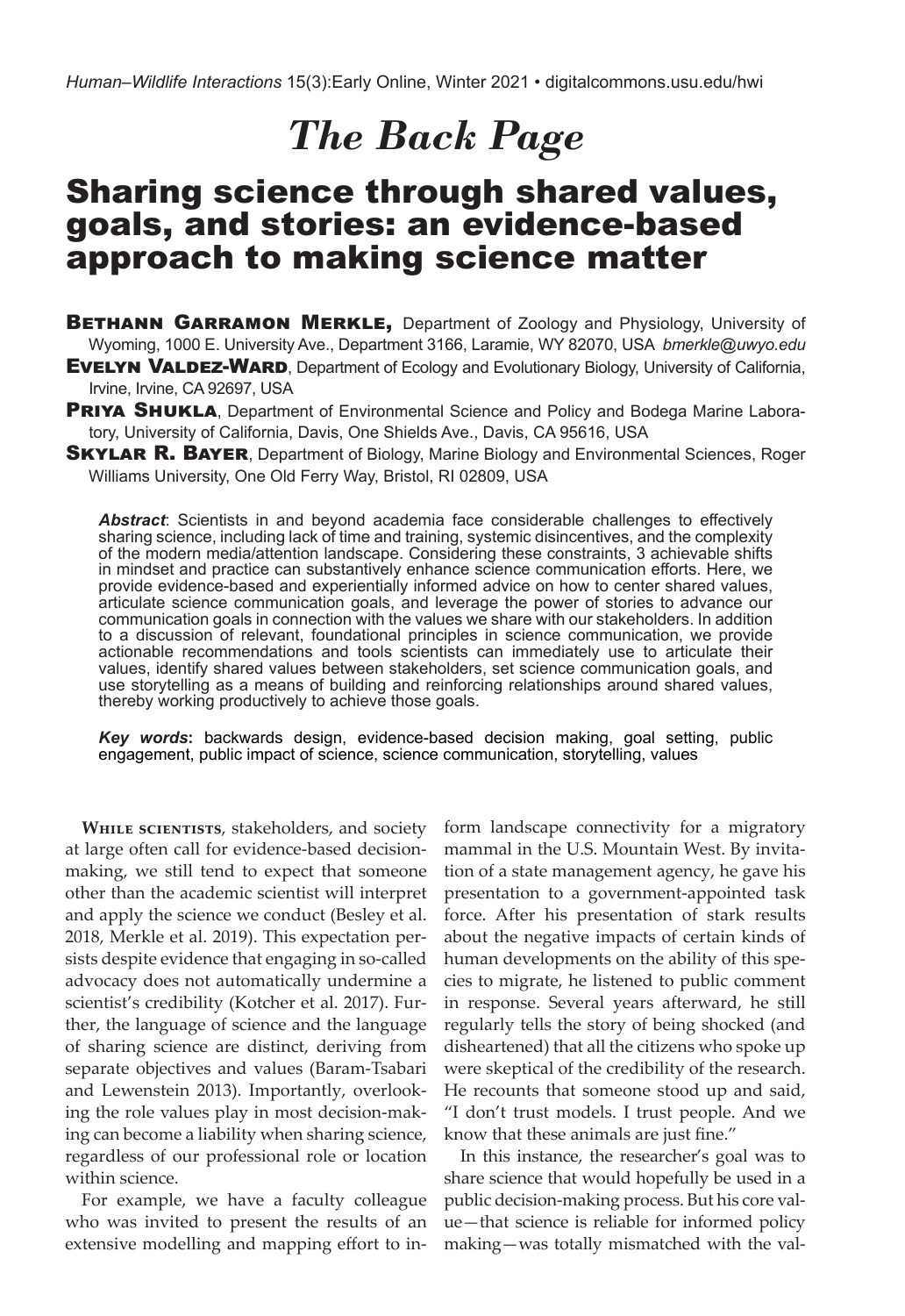# The Back Page

## Sharing science through shared values, goals, and stories: an evidence-based approach to making science matter

**Bethann Garramon Merkle,** Department of Zoology and Physiology, University of Wyoming, 1000 E. University Ave., Department 3166, Laramie, WY 82070, USA *bmerkle@uwyo.edu*

**Evelyn Valdez-Ward**, Department of Ecology and Evolutionary Biology, University of California, Irvine, Irvine, CA 92697, USA

**Priya Shukla**, Department of Environmental Science and Policy and Bodega Marine Laboratory, University of California, Davis, One Shields Ave., Davis, CA 95616, USA

**Skylar R. Bayer**, Department of Biology, Marine Biology and Environmental Sciences, Roger Williams University, One Old Ferry Way, Bristol, RI 02809, USA

***Abstract***: Scientists in and beyond academia face considerable challenges to effectively sharing science, including lack of time and training, systemic disincentives, and the complexity of the modern media/attention landscape. Considering these constraints, 3 achievable shifts in mindset and practice can substantively enhance science communication efforts. Here, we provide evidence-based and experientially informed advice on how to center shared values, articulate science communication goals, and leverage the power of stories to advance our communication goals in connection with the values we share with our stakeholders. In addition to a discussion of relevant, foundational principles in science communication, we provide actionable recommendations and tools scientists can immediately use to articulate their values, identify shared values between stakeholders, set science communication goals, and use storytelling as a means of building and reinforcing relationships around shared values, thereby working productively to achieve those goals.

***Key words***: backwards design, evidence-based decision making, goal setting, public engagement, public impact of science, science communication, storytelling, values

**While scientists**, stakeholders, and society at large often call for evidence-based decision-making, we still tend to expect that someone other than the academic scientist will interpret and apply the science we conduct (Besley et al. 2018, Merkle et al. 2019). This expectation persists despite evidence that engaging in so-called advocacy does not automatically undermine a scientist's credibility (Kotcher et al. 2017). Further, the language of science and the language of sharing science are distinct, deriving from separate objectives and values (Baram-Tsabari and Lewenstein 2013). Importantly, overlooking the role values play in most decision-making can become a liability when sharing science, regardless of our professional role or location within science.

For example, we have a faculty colleague who was invited to present the results of an extensive modelling and mapping effort to inform landscape connectivity for a migratory mammal in the U.S. Mountain West. By invitation of a state management agency, he gave his presentation to a government-appointed task force. After his presentation of stark results about the negative impacts of certain kinds of human developments on the ability of this species to migrate, he listened to public comment in response. Several years afterward, he still regularly tells the story of being shocked (and disheartened) that all the citizens who spoke up were skeptical of the credibility of the research. He recounts that someone stood up and said, "I don't trust models. I trust people. And we know that these animals are just fine."

In this instance, the researcher's goal was to share science that would hopefully be used in a public decision-making process. But his core value—that science is reliable for informed policy making—was totally mismatched with the val-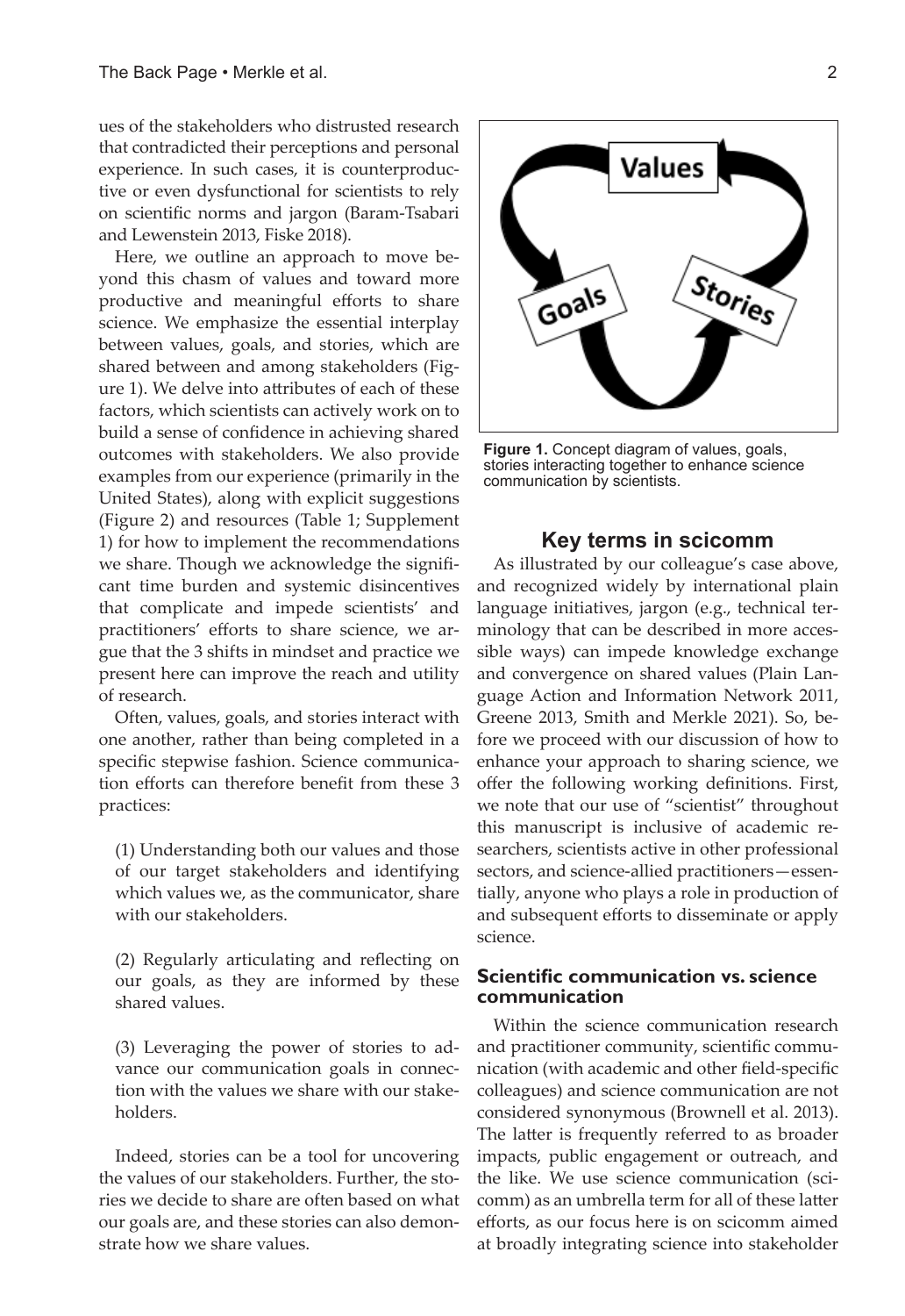ues of the stakeholders who distrusted research that contradicted their perceptions and personal experience. In such cases, it is counterproductive or even dysfunctional for scientists to rely on scientific norms and jargon (Baram-Tsabari and Lewenstein 2013, Fiske 2018).

Here, we outline an approach to move beyond this chasm of values and toward more productive and meaningful efforts to share science. We emphasize the essential interplay between values, goals, and stories, which are shared between and among stakeholders (Figure 1). We delve into attributes of each of these factors, which scientists can actively work on to build a sense of confidence in achieving shared outcomes with stakeholders. We also provide examples from our experience (primarily in the United States), along with explicit suggestions (Figure 2) and resources (Table 1; Supplement 1) for how to implement the recommendations we share. Though we acknowledge the significant time burden and systemic disincentives that complicate and impede scientists' and practitioners' efforts to share science, we argue that the 3 shifts in mindset and practice we present here can improve the reach and utility of research.

Often, values, goals, and stories interact with one another, rather than being completed in a specific stepwise fashion. Science communication efforts can therefore benefit from these 3 practices:

(1) Understanding both our values and those of our target stakeholders and identifying which values we, as the communicator, share with our stakeholders.

(2) Regularly articulating and reflecting on our goals, as they are informed by these shared values.

(3) Leveraging the power of stories to advance our communication goals in connection with the values we share with our stakeholders.

Indeed, stories can be a tool for uncovering the values of our stakeholders. Further, the stories we decide to share are often based on what our goals are, and these stories can also demonstrate how we share values.

**Figure 1.** Concept diagram of values, goals, stories interacting together to enhance science communication by scientists.

## Key terms in scicomm

As illustrated by our colleague's case above, and recognized widely by international plain language initiatives, jargon (e.g., technical terminology that can be described in more accessible ways) can impede knowledge exchange and convergence on shared values (Plain Language Action and Information Network 2011, Greene 2013, Smith and Merkle 2021). So, before we proceed with our discussion of how to enhance your approach to sharing science, we offer the following working definitions. First, we note that our use of "scientist" throughout this manuscript is inclusive of academic researchers, scientists active in other professional sectors, and science-allied practitioners—essentially, anyone who plays a role in production of and subsequent efforts to disseminate or apply science.

### Scientific communication vs. science communication

Within the science communication research and practitioner community, scientific communication (with academic and other field-specific colleagues) and science communication are not considered synonymous (Brownell et al. 2013). The latter is frequently referred to as broader impacts, public engagement or outreach, and the like. We use science communication (scicomm) as an umbrella term for all of these latter efforts, as our focus here is on scicomm aimed at broadly integrating science into stakeholder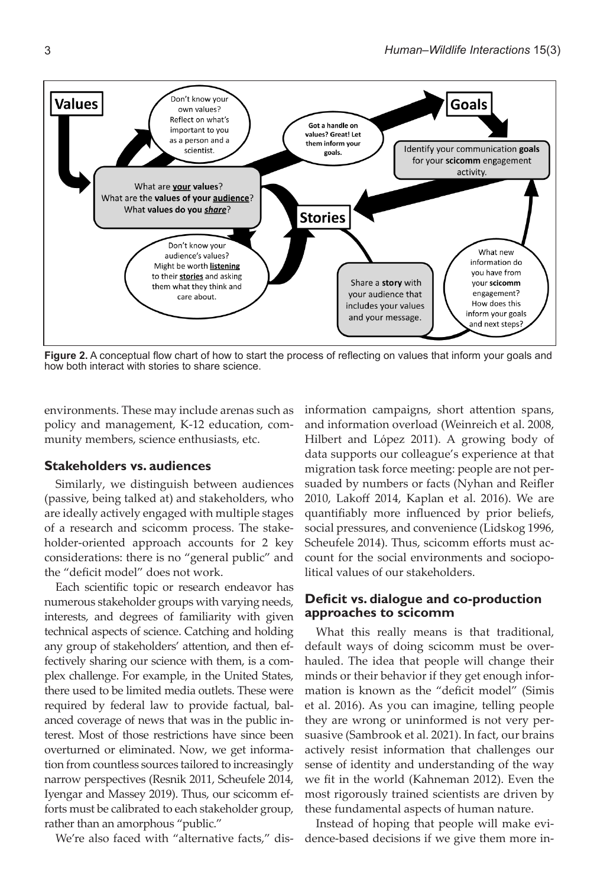**Figure 2.** A conceptual flow chart of how to start the process of reflecting on values that inform your goals and how both interact with stories to share science.

environments. These may include arenas such as policy and management, K-12 education, community members, science enthusiasts, etc.

### Stakeholders vs. audiences

Similarly, we distinguish between audiences (passive, being talked at) and stakeholders, who are ideally actively engaged with multiple stages of a research and scicomm process. The stakeholder-oriented approach accounts for 2 key considerations: there is no "general public" and the "deficit model" does not work.

Each scientific topic or research endeavor has numerous stakeholder groups with varying needs, interests, and degrees of familiarity with given technical aspects of science. Catching and holding any group of stakeholders' attention, and then effectively sharing our science with them, is a complex challenge. For example, in the United States, there used to be limited media outlets. These were required by federal law to provide factual, balanced coverage of news that was in the public interest. Most of those restrictions have since been overturned or eliminated. Now, we get information from countless sources tailored to increasingly narrow perspectives (Resnik 2011, Scheufele 2014, Iyengar and Massey 2019). Thus, our scicomm efforts must be calibrated to each stakeholder group, rather than an amorphous "public."

We're also faced with "alternative facts," disinformation campaigns, short attention spans, and information overload (Weinreich et al. 2008, Hilbert and López 2011). A growing body of data supports our colleague's experience at that migration task force meeting: people are not persuaded by numbers or facts (Nyhan and Reifler 2010, Lakoff 2014, Kaplan et al. 2016). We are quantifiably more influenced by prior beliefs, social pressures, and convenience (Lidskog 1996, Scheufele 2014). Thus, scicomm efforts must account for the social environments and sociopolitical values of our stakeholders.

### Deficit vs. dialogue and co-production approaches to scicomm

What this really means is that traditional, default ways of doing scicomm must be overhauled. The idea that people will change their minds or their behavior if they get enough information is known as the "deficit model" (Simis et al. 2016). As you can imagine, telling people they are wrong or uninformed is not very persuasive (Sambrook et al. 2021). In fact, our brains actively resist information that challenges our sense of identity and understanding of the way we fit in the world (Kahneman 2012). Even the most rigorously trained scientists are driven by these fundamental aspects of human nature.

Instead of hoping that people will make evidence-based decisions if we give them more in-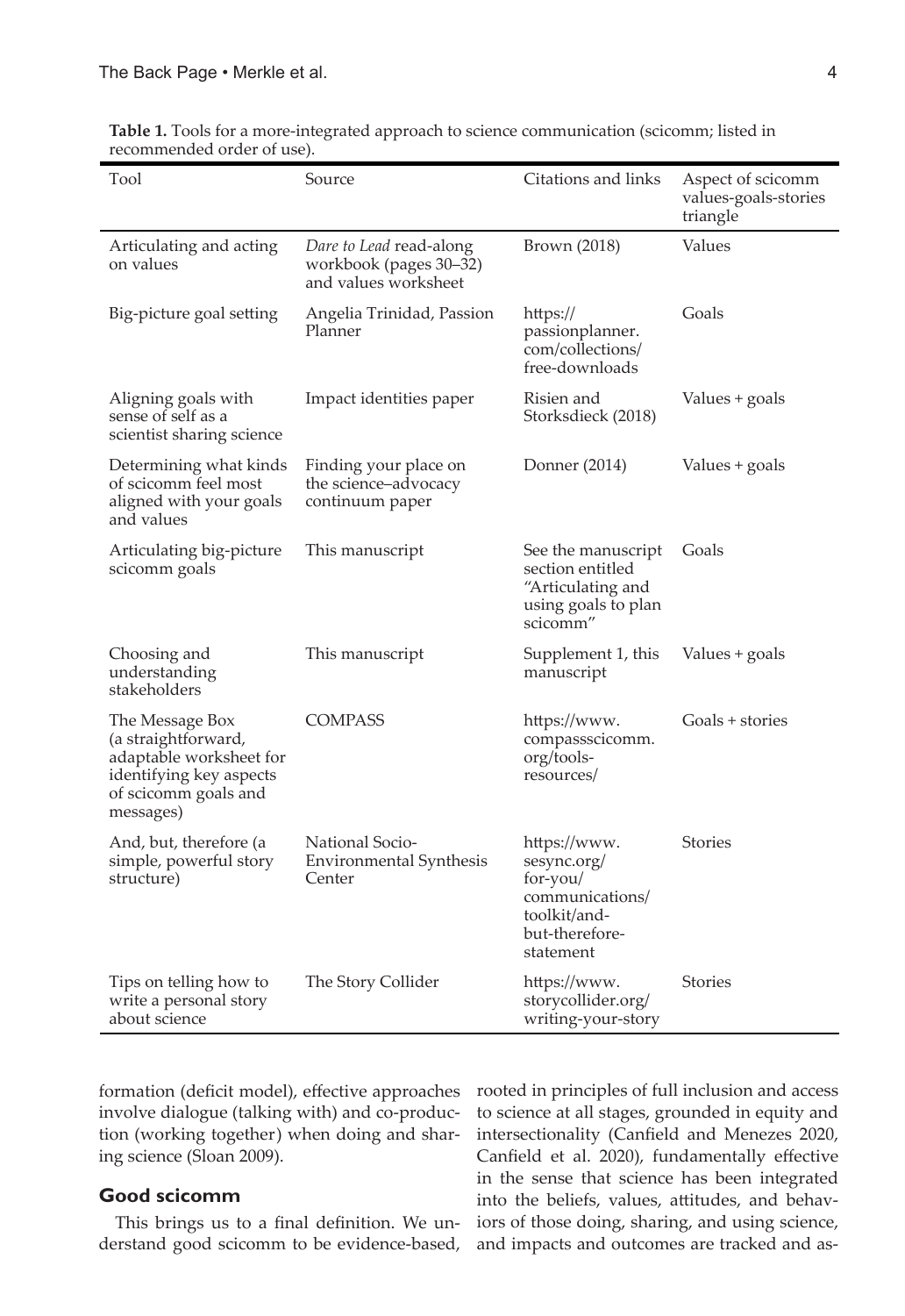**Table 1.** Tools for a more-integrated approach to science communication (scicomm; listed in recommended order of use).

| Tool | Source | Citations and links | Aspect of scicomm values-goals-stories triangle |
|---|---|---|---|
| Articulating and acting on values | *Dare to Lead* read-along workbook (pages 30–32) and values worksheet | Brown (2018) | Values |
| Big-picture goal setting | Angelia Trinidad, Passion Planner | https://passionplanner.com/collections/free-downloads | Goals |
| Aligning goals with sense of self as a scientist sharing science | Impact identities paper | Risien and Storksdieck (2018) | Values + goals |
| Determining what kinds of scicomm feel most aligned with your goals and values | Finding your place on the science–advocacy continuum paper | Donner (2014) | Values + goals |
| Articulating big-picture scicomm goals | This manuscript | See the manuscript section entitled "Articulating and using goals to plan scicomm" | Goals |
| Choosing and understanding stakeholders | This manuscript | Supplement 1, this manuscript | Values + goals |
| The Message Box (a straightforward, adaptable worksheet for identifying key aspects of scicomm goals and messages) | COMPASS | https://www.compassscicomm.org/tools-resources/ | Goals + stories |
| And, but, therefore (a simple, powerful story structure) | National Socio-Environmental Synthesis Center | https://www.sesync.org/for-you/communications/toolkit/and-but-therefore-statement | Stories |
| Tips on telling how to write a personal story about science | The Story Collider | https://www.storycollider.org/writing-your-story | Stories |

formation (deficit model), effective approaches involve dialogue (talking with) and co-production (working together) when doing and sharing science (Sloan 2009).

## Good scicomm

This brings us to a final definition. We understand good scicomm to be evidence-based, rooted in principles of full inclusion and access to science at all stages, grounded in equity and intersectionality (Canfield and Menezes 2020, Canfield et al. 2020), fundamentally effective in the sense that science has been integrated into the beliefs, values, attitudes, and behaviors of those doing, sharing, and using science, and impacts and outcomes are tracked and as-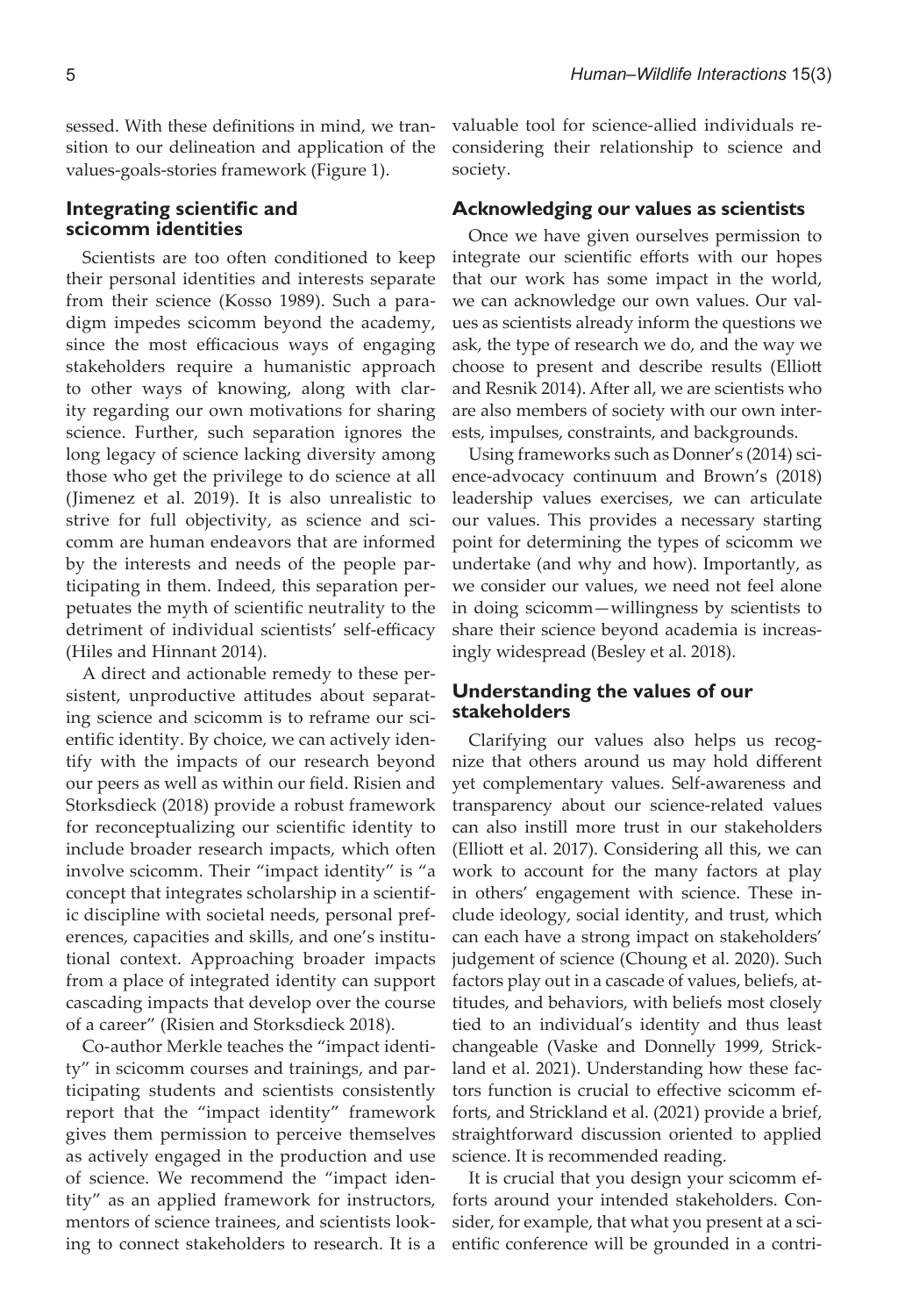sessed. With these definitions in mind, we transition to our delineation and application of the values-goals-stories framework (Figure 1).

### Integrating scientific and scicomm identities

Scientists are too often conditioned to keep their personal identities and interests separate from their science (Kosso 1989). Such a paradigm impedes scicomm beyond the academy, since the most efficacious ways of engaging stakeholders require a humanistic approach to other ways of knowing, along with clarity regarding our own motivations for sharing science. Further, such separation ignores the long legacy of science lacking diversity among those who get the privilege to do science at all (Jimenez et al. 2019). It is also unrealistic to strive for full objectivity, as science and scicomm are human endeavors that are informed by the interests and needs of the people participating in them. Indeed, this separation perpetuates the myth of scientific neutrality to the detriment of individual scientists' self-efficacy (Hiles and Hinnant 2014).

A direct and actionable remedy to these persistent, unproductive attitudes about separating science and scicomm is to reframe our scientific identity. By choice, we can actively identify with the impacts of our research beyond our peers as well as within our field. Risien and Storksdieck (2018) provide a robust framework for reconceptualizing our scientific identity to include broader research impacts, which often involve scicomm. Their "impact identity" is "a concept that integrates scholarship in a scientific discipline with societal needs, personal preferences, capacities and skills, and one's institutional context. Approaching broader impacts from a place of integrated identity can support cascading impacts that develop over the course of a career" (Risien and Storksdieck 2018).

Co-author Merkle teaches the "impact identity" in scicomm courses and trainings, and participating students and scientists consistently report that the "impact identity" framework gives them permission to perceive themselves as actively engaged in the production and use of science. We recommend the "impact identity" as an applied framework for instructors, mentors of science trainees, and scientists looking to connect stakeholders to research. It is a valuable tool for science-allied individuals reconsidering their relationship to science and society.

### Acknowledging our values as scientists

Once we have given ourselves permission to integrate our scientific efforts with our hopes that our work has some impact in the world, we can acknowledge our own values. Our values as scientists already inform the questions we ask, the type of research we do, and the way we choose to present and describe results (Elliott and Resnik 2014). After all, we are scientists who are also members of society with our own interests, impulses, constraints, and backgrounds.

Using frameworks such as Donner's (2014) science-advocacy continuum and Brown's (2018) leadership values exercises, we can articulate our values. This provides a necessary starting point for determining the types of scicomm we undertake (and why and how). Importantly, as we consider our values, we need not feel alone in doing scicomm—willingness by scientists to share their science beyond academia is increasingly widespread (Besley et al. 2018).

### Understanding the values of our stakeholders

Clarifying our values also helps us recognize that others around us may hold different yet complementary values. Self-awareness and transparency about our science-related values can also instill more trust in our stakeholders (Elliott et al. 2017). Considering all this, we can work to account for the many factors at play in others' engagement with science. These include ideology, social identity, and trust, which can each have a strong impact on stakeholders' judgement of science (Choung et al. 2020). Such factors play out in a cascade of values, beliefs, attitudes, and behaviors, with beliefs most closely tied to an individual's identity and thus least changeable (Vaske and Donnelly 1999, Strickland et al. 2021). Understanding how these factors function is crucial to effective scicomm efforts, and Strickland et al. (2021) provide a brief, straightforward discussion oriented to applied science. It is recommended reading.

It is crucial that you design your scicomm efforts around your intended stakeholders. Consider, for example, that what you present at a scientific conference will be grounded in a contri-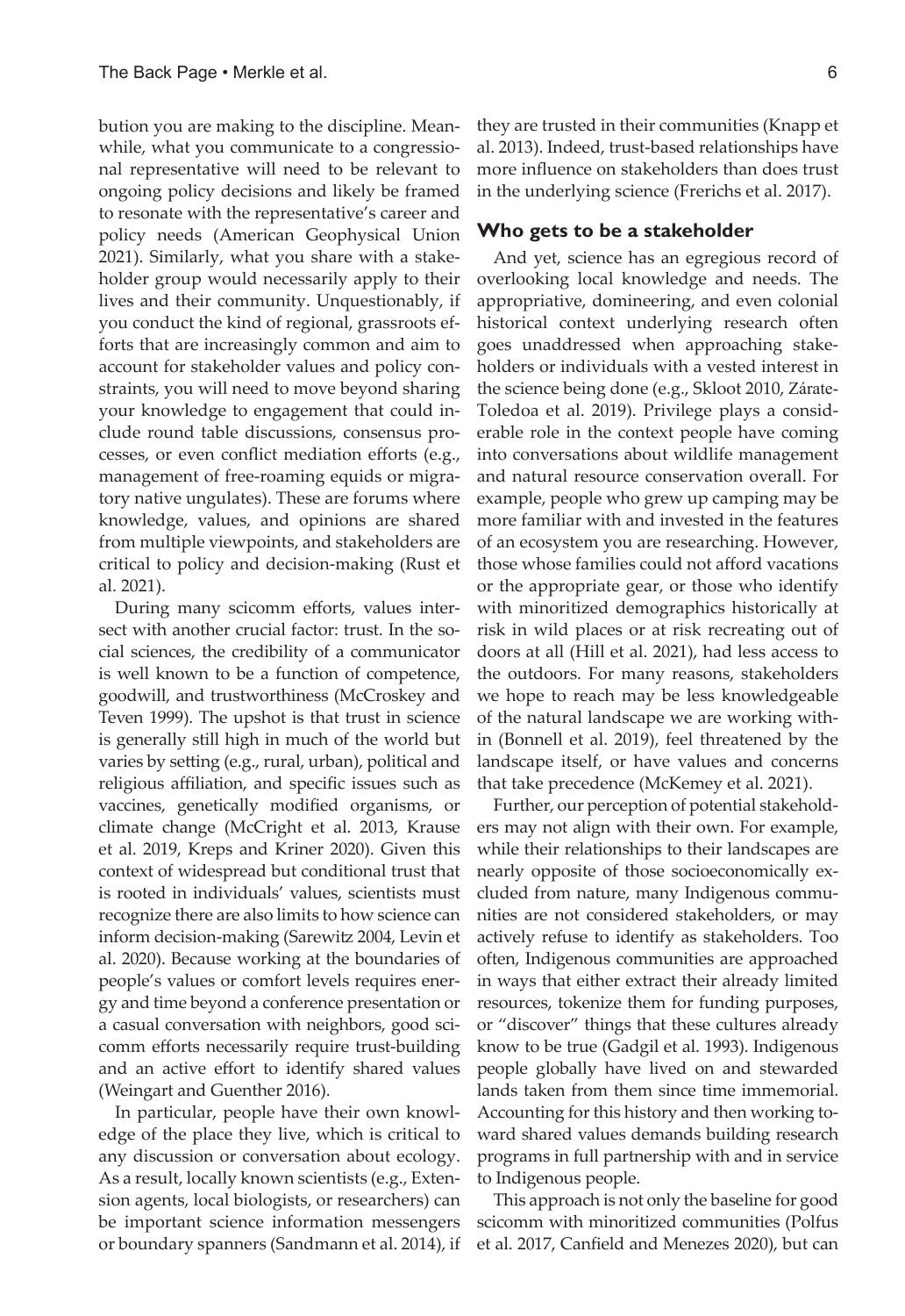bution you are making to the discipline. Meanwhile, what you communicate to a congressional representative will need to be relevant to ongoing policy decisions and likely be framed to resonate with the representative's career and policy needs (American Geophysical Union 2021). Similarly, what you share with a stakeholder group would necessarily apply to their lives and their community. Unquestionably, if you conduct the kind of regional, grassroots efforts that are increasingly common and aim to account for stakeholder values and policy constraints, you will need to move beyond sharing your knowledge to engagement that could include round table discussions, consensus processes, or even conflict mediation efforts (e.g., management of free-roaming equids or migratory native ungulates). These are forums where knowledge, values, and opinions are shared from multiple viewpoints, and stakeholders are critical to policy and decision-making (Rust et al. 2021).

During many scicomm efforts, values intersect with another crucial factor: trust. In the social sciences, the credibility of a communicator is well known to be a function of competence, goodwill, and trustworthiness (McCroskey and Teven 1999). The upshot is that trust in science is generally still high in much of the world but varies by setting (e.g., rural, urban), political and religious affiliation, and specific issues such as vaccines, genetically modified organisms, or climate change (McCright et al. 2013, Krause et al. 2019, Kreps and Kriner 2020). Given this context of widespread but conditional trust that is rooted in individuals' values, scientists must recognize there are also limits to how science can inform decision-making (Sarewitz 2004, Levin et al. 2020). Because working at the boundaries of people's values or comfort levels requires energy and time beyond a conference presentation or a casual conversation with neighbors, good scicomm efforts necessarily require trust-building and an active effort to identify shared values (Weingart and Guenther 2016).

In particular, people have their own knowledge of the place they live, which is critical to any discussion or conversation about ecology. As a result, locally known scientists (e.g., Extension agents, local biologists, or researchers) can be important science information messengers or boundary spanners (Sandmann et al. 2014), if they are trusted in their communities (Knapp et al. 2013). Indeed, trust-based relationships have more influence on stakeholders than does trust in the underlying science (Frerichs et al. 2017).

## Who gets to be a stakeholder

And yet, science has an egregious record of overlooking local knowledge and needs. The appropriative, domineering, and even colonial historical context underlying research often goes unaddressed when approaching stakeholders or individuals with a vested interest in the science being done (e.g., Skloot 2010, Zárate-Toledoa et al. 2019). Privilege plays a considerable role in the context people have coming into conversations about wildlife management and natural resource conservation overall. For example, people who grew up camping may be more familiar with and invested in the features of an ecosystem you are researching. However, those whose families could not afford vacations or the appropriate gear, or those who identify with minoritized demographics historically at risk in wild places or at risk recreating out of doors at all (Hill et al. 2021), had less access to the outdoors. For many reasons, stakeholders we hope to reach may be less knowledgeable of the natural landscape we are working within (Bonnell et al. 2019), feel threatened by the landscape itself, or have values and concerns that take precedence (McKemey et al. 2021).

Further, our perception of potential stakeholders may not align with their own. For example, while their relationships to their landscapes are nearly opposite of those socioeconomically excluded from nature, many Indigenous communities are not considered stakeholders, or may actively refuse to identify as stakeholders. Too often, Indigenous communities are approached in ways that either extract their already limited resources, tokenize them for funding purposes, or "discover" things that these cultures already know to be true (Gadgil et al. 1993). Indigenous people globally have lived on and stewarded lands taken from them since time immemorial. Accounting for this history and then working toward shared values demands building research programs in full partnership with and in service to Indigenous people.

This approach is not only the baseline for good scicomm with minoritized communities (Polfus et al. 2017, Canfield and Menezes 2020), but can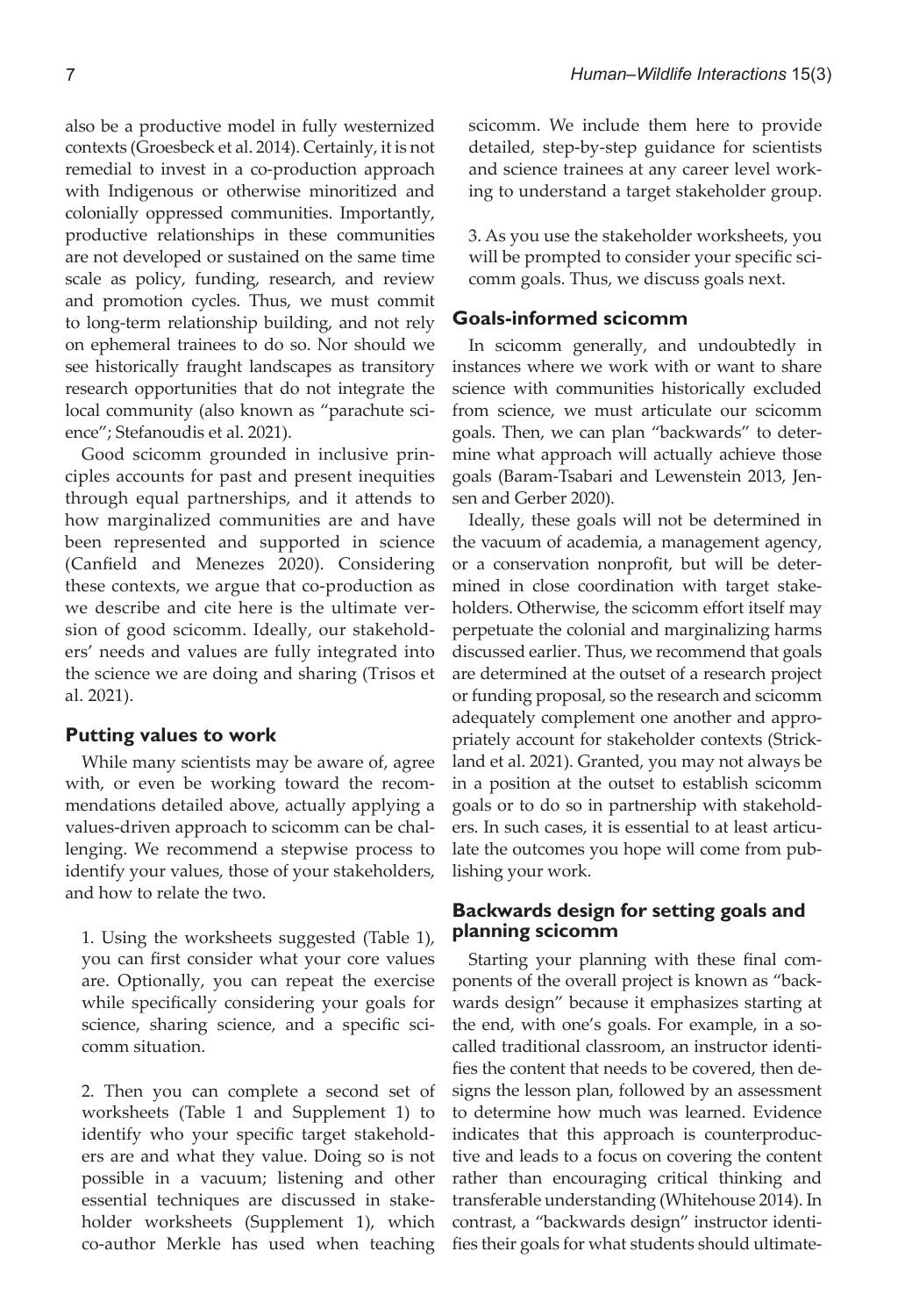also be a productive model in fully westernized contexts (Groesbeck et al. 2014). Certainly, it is not remedial to invest in a co-production approach with Indigenous or otherwise minoritized and colonially oppressed communities. Importantly, productive relationships in these communities are not developed or sustained on the same time scale as policy, funding, research, and review and promotion cycles. Thus, we must commit to long-term relationship building, and not rely on ephemeral trainees to do so. Nor should we see historically fraught landscapes as transitory research opportunities that do not integrate the local community (also known as "parachute science"; Stefanoudis et al. 2021).

Good scicomm grounded in inclusive principles accounts for past and present inequities through equal partnerships, and it attends to how marginalized communities are and have been represented and supported in science (Canfield and Menezes 2020). Considering these contexts, we argue that co-production as we describe and cite here is the ultimate version of good scicomm. Ideally, our stakeholders' needs and values are fully integrated into the science we are doing and sharing (Trisos et al. 2021).

### Putting values to work

While many scientists may be aware of, agree with, or even be working toward the recommendations detailed above, actually applying a values-driven approach to scicomm can be challenging. We recommend a stepwise process to identify your values, those of your stakeholders, and how to relate the two.

1. Using the worksheets suggested (Table 1), you can first consider what your core values are. Optionally, you can repeat the exercise while specifically considering your goals for science, sharing science, and a specific scicomm situation.

2. Then you can complete a second set of worksheets (Table 1 and Supplement 1) to identify who your specific target stakeholders are and what they value. Doing so is not possible in a vacuum; listening and other essential techniques are discussed in stakeholder worksheets (Supplement 1), which co-author Merkle has used when teaching scicomm. We include them here to provide detailed, step-by-step guidance for scientists and science trainees at any career level working to understand a target stakeholder group.

3. As you use the stakeholder worksheets, you will be prompted to consider your specific scicomm goals. Thus, we discuss goals next.

### Goals-informed scicomm

In scicomm generally, and undoubtedly in instances where we work with or want to share science with communities historically excluded from science, we must articulate our scicomm goals. Then, we can plan "backwards" to determine what approach will actually achieve those goals (Baram-Tsabari and Lewenstein 2013, Jensen and Gerber 2020).

Ideally, these goals will not be determined in the vacuum of academia, a management agency, or a conservation nonprofit, but will be determined in close coordination with target stakeholders. Otherwise, the scicomm effort itself may perpetuate the colonial and marginalizing harms discussed earlier. Thus, we recommend that goals are determined at the outset of a research project or funding proposal, so the research and scicomm adequately complement one another and appropriately account for stakeholder contexts (Strickland et al. 2021). Granted, you may not always be in a position at the outset to establish scicomm goals or to do so in partnership with stakeholders. In such cases, it is essential to at least articulate the outcomes you hope will come from publishing your work.

### Backwards design for setting goals and planning scicomm

Starting your planning with these final components of the overall project is known as "backwards design" because it emphasizes starting at the end, with one's goals. For example, in a so-called traditional classroom, an instructor identifies the content that needs to be covered, then designs the lesson plan, followed by an assessment to determine how much was learned. Evidence indicates that this approach is counterproductive and leads to a focus on covering the content rather than encouraging critical thinking and transferable understanding (Whitehouse 2014). In contrast, a "backwards design" instructor identifies their goals for what students should ultimate-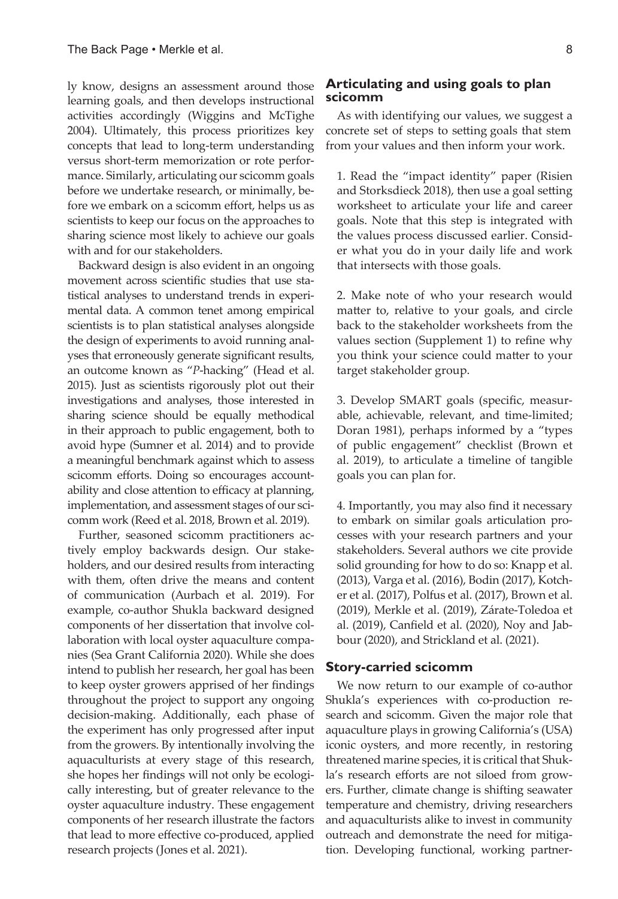ly know, designs an assessment around those learning goals, and then develops instructional activities accordingly (Wiggins and McTighe 2004). Ultimately, this process prioritizes key concepts that lead to long-term understanding versus short-term memorization or rote performance. Similarly, articulating our scicomm goals before we undertake research, or minimally, before we embark on a scicomm effort, helps us as scientists to keep our focus on the approaches to sharing science most likely to achieve our goals with and for our stakeholders.

Backward design is also evident in an ongoing movement across scientific studies that use statistical analyses to understand trends in experimental data. A common tenet among empirical scientists is to plan statistical analyses alongside the design of experiments to avoid running analyses that erroneously generate significant results, an outcome known as "*P*-hacking" (Head et al. 2015). Just as scientists rigorously plot out their investigations and analyses, those interested in sharing science should be equally methodical in their approach to public engagement, both to avoid hype (Sumner et al. 2014) and to provide a meaningful benchmark against which to assess scicomm efforts. Doing so encourages accountability and close attention to efficacy at planning, implementation, and assessment stages of our scicomm work (Reed et al. 2018, Brown et al. 2019).

Further, seasoned scicomm practitioners actively employ backwards design. Our stakeholders, and our desired results from interacting with them, often drive the means and content of communication (Aurbach et al. 2019). For example, co-author Shukla backward designed components of her dissertation that involve collaboration with local oyster aquaculture companies (Sea Grant California 2020). While she does intend to publish her research, her goal has been to keep oyster growers apprised of her findings throughout the project to support any ongoing decision-making. Additionally, each phase of the experiment has only progressed after input from the growers. By intentionally involving the aquaculturists at every stage of this research, she hopes her findings will not only be ecologically interesting, but of greater relevance to the oyster aquaculture industry. These engagement components of her research illustrate the factors that lead to more effective co-produced, applied research projects (Jones et al. 2021).

## Articulating and using goals to plan scicomm

As with identifying our values, we suggest a concrete set of steps to setting goals that stem from your values and then inform your work.

1. Read the "impact identity" paper (Risien and Storksdieck 2018), then use a goal setting worksheet to articulate your life and career goals. Note that this step is integrated with the values process discussed earlier. Consider what you do in your daily life and work that intersects with those goals.

2. Make note of who your research would matter to, relative to your goals, and circle back to the stakeholder worksheets from the values section (Supplement 1) to refine why you think your science could matter to your target stakeholder group.

3. Develop SMART goals (specific, measurable, achievable, relevant, and time-limited; Doran 1981), perhaps informed by a "types of public engagement" checklist (Brown et al. 2019), to articulate a timeline of tangible goals you can plan for.

4. Importantly, you may also find it necessary to embark on similar goals articulation processes with your research partners and your stakeholders. Several authors we cite provide solid grounding for how to do so: Knapp et al. (2013), Varga et al. (2016), Bodin (2017), Kotcher et al. (2017), Polfus et al. (2017), Brown et al. (2019), Merkle et al. (2019), Zárate-Toledoa et al. (2019), Canfield et al. (2020), Noy and Jabbour (2020), and Strickland et al. (2021).

## Story-carried scicomm

We now return to our example of co-author Shukla's experiences with co-production research and scicomm. Given the major role that aquaculture plays in growing California's (USA) iconic oysters, and more recently, in restoring threatened marine species, it is critical that Shukla's research efforts are not siloed from growers. Further, climate change is shifting seawater temperature and chemistry, driving researchers and aquaculturists alike to invest in community outreach and demonstrate the need for mitigation. Developing functional, working partner-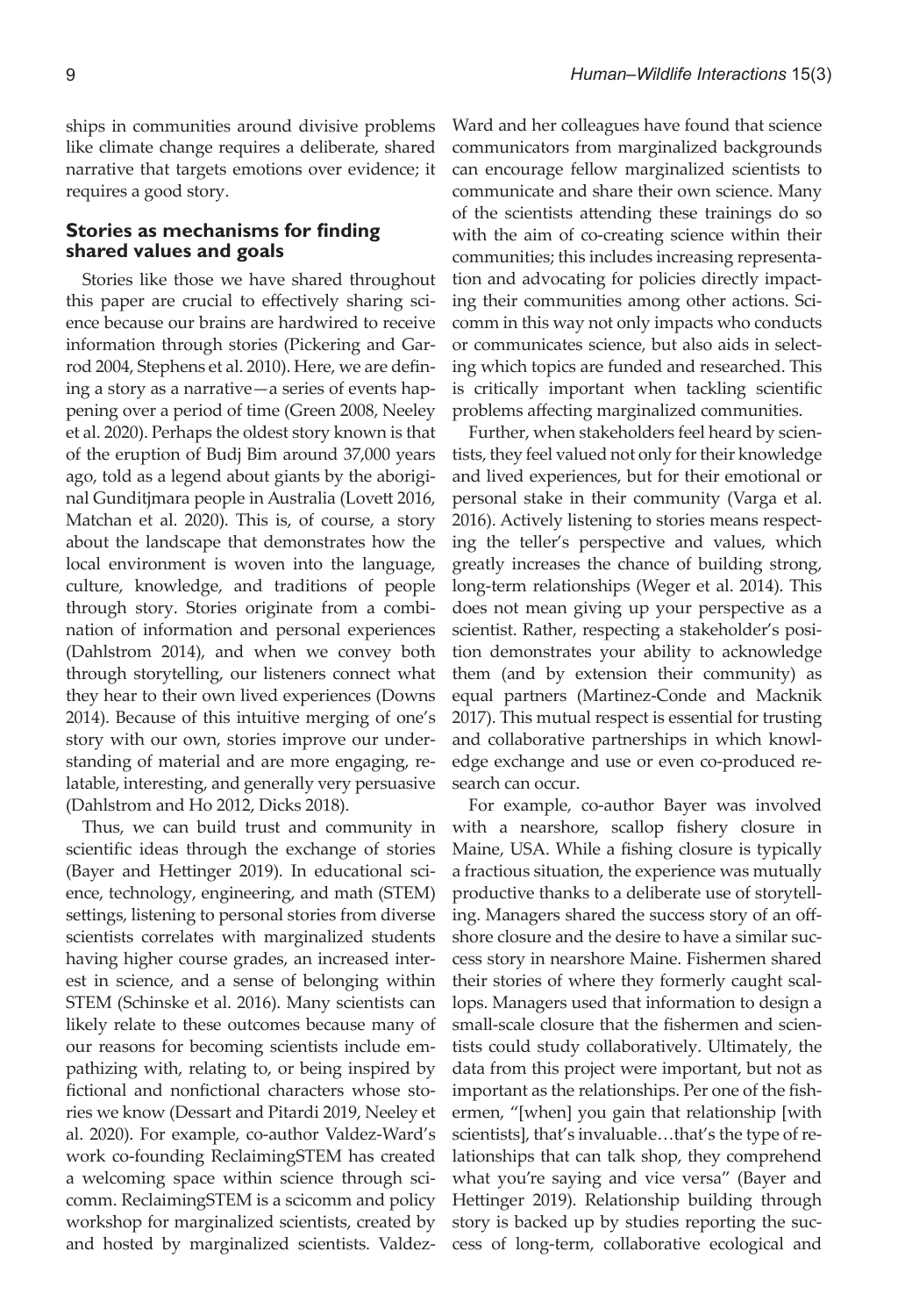ships in communities around divisive problems like climate change requires a deliberate, shared narrative that targets emotions over evidence; it requires a good story.

### Stories as mechanisms for finding shared values and goals

Stories like those we have shared throughout this paper are crucial to effectively sharing science because our brains are hardwired to receive information through stories (Pickering and Garrod 2004, Stephens et al. 2010). Here, we are defining a story as a narrative—a series of events happening over a period of time (Green 2008, Neeley et al. 2020). Perhaps the oldest story known is that of the eruption of Budj Bim around 37,000 years ago, told as a legend about giants by the aboriginal Gunditjmara people in Australia (Lovett 2016, Matchan et al. 2020). This is, of course, a story about the landscape that demonstrates how the local environment is woven into the language, culture, knowledge, and traditions of people through story. Stories originate from a combination of information and personal experiences (Dahlstrom 2014), and when we convey both through storytelling, our listeners connect what they hear to their own lived experiences (Downs 2014). Because of this intuitive merging of one's story with our own, stories improve our understanding of material and are more engaging, relatable, interesting, and generally very persuasive (Dahlstrom and Ho 2012, Dicks 2018).

Thus, we can build trust and community in scientific ideas through the exchange of stories (Bayer and Hettinger 2019). In educational science, technology, engineering, and math (STEM) settings, listening to personal stories from diverse scientists correlates with marginalized students having higher course grades, an increased interest in science, and a sense of belonging within STEM (Schinske et al. 2016). Many scientists can likely relate to these outcomes because many of our reasons for becoming scientists include empathizing with, relating to, or being inspired by fictional and nonfictional characters whose stories we know (Dessart and Pitardi 2019, Neeley et al. 2020). For example, co-author Valdez-Ward's work co-founding ReclaimingSTEM has created a welcoming space within science through scicomm. ReclaimingSTEM is a scicomm and policy workshop for marginalized scientists, created by and hosted by marginalized scientists. Valdez-Ward and her colleagues have found that science communicators from marginalized backgrounds can encourage fellow marginalized scientists to communicate and share their own science. Many of the scientists attending these trainings do so with the aim of co-creating science within their communities; this includes increasing representation and advocating for policies directly impacting their communities among other actions. Scicomm in this way not only impacts who conducts or communicates science, but also aids in selecting which topics are funded and researched. This is critically important when tackling scientific problems affecting marginalized communities.

Further, when stakeholders feel heard by scientists, they feel valued not only for their knowledge and lived experiences, but for their emotional or personal stake in their community (Varga et al. 2016). Actively listening to stories means respecting the teller's perspective and values, which greatly increases the chance of building strong, long-term relationships (Weger et al. 2014). This does not mean giving up your perspective as a scientist. Rather, respecting a stakeholder's position demonstrates your ability to acknowledge them (and by extension their community) as equal partners (Martinez-Conde and Macknik 2017). This mutual respect is essential for trusting and collaborative partnerships in which knowledge exchange and use or even co-produced research can occur.

For example, co-author Bayer was involved with a nearshore, scallop fishery closure in Maine, USA. While a fishing closure is typically a fractious situation, the experience was mutually productive thanks to a deliberate use of storytelling. Managers shared the success story of an offshore closure and the desire to have a similar success story in nearshore Maine. Fishermen shared their stories of where they formerly caught scallops. Managers used that information to design a small-scale closure that the fishermen and scientists could study collaboratively. Ultimately, the data from this project were important, but not as important as the relationships. Per one of the fishermen, "[when] you gain that relationship [with scientists], that's invaluable…that's the type of relationships that can talk shop, they comprehend what you're saying and vice versa" (Bayer and Hettinger 2019). Relationship building through story is backed up by studies reporting the success of long-term, collaborative ecological and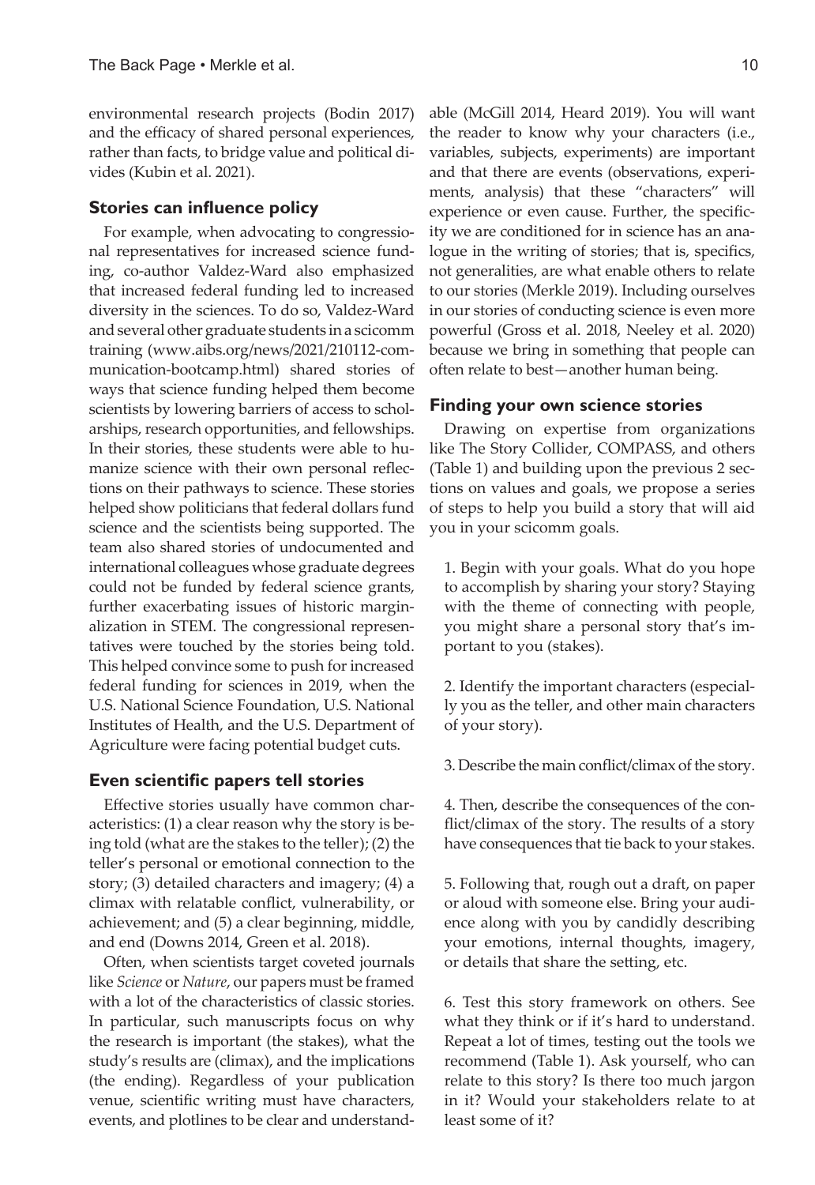environmental research projects (Bodin 2017) and the efficacy of shared personal experiences, rather than facts, to bridge value and political divides (Kubin et al. 2021).

### Stories can influence policy

For example, when advocating to congressional representatives for increased science funding, co-author Valdez-Ward also emphasized that increased federal funding led to increased diversity in the sciences. To do so, Valdez-Ward and several other graduate students in a scicomm training (www.aibs.org/news/2021/210112-communication-bootcamp.html) shared stories of ways that science funding helped them become scientists by lowering barriers of access to scholarships, research opportunities, and fellowships. In their stories, these students were able to humanize science with their own personal reflections on their pathways to science. These stories helped show politicians that federal dollars fund science and the scientists being supported. The team also shared stories of undocumented and international colleagues whose graduate degrees could not be funded by federal science grants, further exacerbating issues of historic marginalization in STEM. The congressional representatives were touched by the stories being told. This helped convince some to push for increased federal funding for sciences in 2019, when the U.S. National Science Foundation, U.S. National Institutes of Health, and the U.S. Department of Agriculture were facing potential budget cuts.

### Even scientific papers tell stories

Effective stories usually have common characteristics: (1) a clear reason why the story is being told (what are the stakes to the teller); (2) the teller's personal or emotional connection to the story; (3) detailed characters and imagery; (4) a climax with relatable conflict, vulnerability, or achievement; and (5) a clear beginning, middle, and end (Downs 2014, Green et al. 2018).

Often, when scientists target coveted journals like *Science* or *Nature*, our papers must be framed with a lot of the characteristics of classic stories. In particular, such manuscripts focus on why the research is important (the stakes), what the study's results are (climax), and the implications (the ending). Regardless of your publication venue, scientific writing must have characters, events, and plotlines to be clear and understandable (McGill 2014, Heard 2019). You will want the reader to know why your characters (i.e., variables, subjects, experiments) are important and that there are events (observations, experiments, analysis) that these "characters" will experience or even cause. Further, the specificity we are conditioned for in science has an analogue in the writing of stories; that is, specifics, not generalities, are what enable others to relate to our stories (Merkle 2019). Including ourselves in our stories of conducting science is even more powerful (Gross et al. 2018, Neeley et al. 2020) because we bring in something that people can often relate to best—another human being.

### Finding your own science stories

Drawing on expertise from organizations like The Story Collider, COMPASS, and others (Table 1) and building upon the previous 2 sections on values and goals, we propose a series of steps to help you build a story that will aid you in your scicomm goals.

1. Begin with your goals. What do you hope to accomplish by sharing your story? Staying with the theme of connecting with people, you might share a personal story that's important to you (stakes).

2. Identify the important characters (especially you as the teller, and other main characters of your story).

3. Describe the main conflict/climax of the story.

4. Then, describe the consequences of the conflict/climax of the story. The results of a story have consequences that tie back to your stakes.

5. Following that, rough out a draft, on paper or aloud with someone else. Bring your audience along with you by candidly describing your emotions, internal thoughts, imagery, or details that share the setting, etc.

6. Test this story framework on others. See what they think or if it's hard to understand. Repeat a lot of times, testing out the tools we recommend (Table 1). Ask yourself, who can relate to this story? Is there too much jargon in it? Would your stakeholders relate to at least some of it?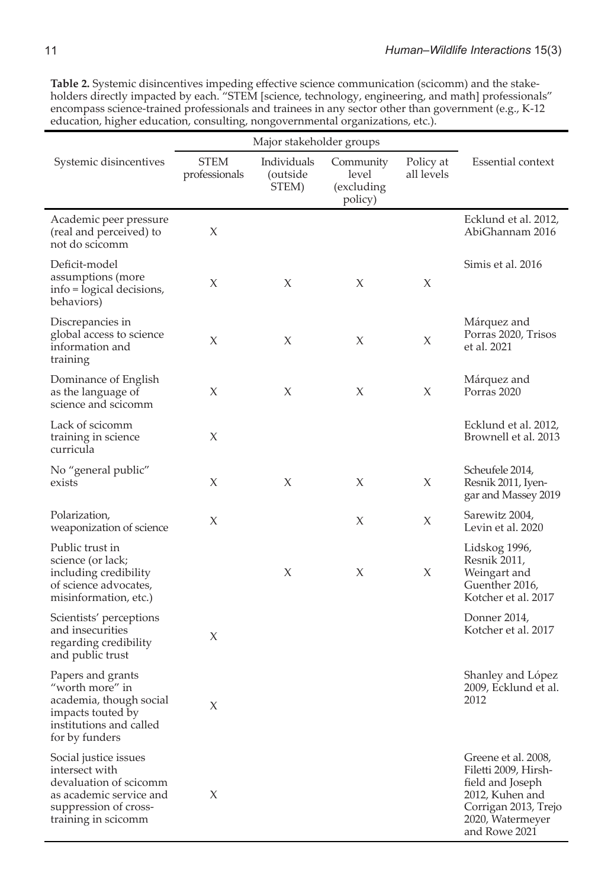**Table 2.** Systemic disincentives impeding effective science communication (scicomm) and the stakeholders directly impacted by each. "STEM [science, technology, engineering, and math] professionals" encompass science-trained professionals and trainees in any sector other than government (e.g., K-12 education, higher education, consulting, nongovernmental organizations, etc.).

| Systemic disincentives | Major stakeholder groups | | | | Essential context |
|---|---|---|---|---|---|
| | STEM professionals | Individuals (outside STEM) | Community level (excluding policy) | Policy at all levels | |
| Academic peer pressure (real and perceived) to not do scicomm | X | | | | Ecklund et al. 2012, AbiGhannam 2016 |
| Deficit-model assumptions (more info = logical decisions, behaviors) | X | X | X | X | Simis et al. 2016 |
| Discrepancies in global access to science information and training | X | X | X | X | Márquez and Porras 2020, Trisos et al. 2021 |
| Dominance of English as the language of science and scicomm | X | X | X | X | Márquez and Porras 2020 |
| Lack of scicomm training in science curricula | X | | | | Ecklund et al. 2012, Brownell et al. 2013 |
| No "general public" exists | X | X | X | X | Scheufele 2014, Resnik 2011, Iyengar and Massey 2019 |
| Polarization, weaponization of science | X | | X | X | Sarewitz 2004, Levin et al. 2020 |
| Public trust in science (or lack; including credibility of science advocates, misinformation, etc.) | | X | X | X | Lidskog 1996, Resnik 2011, Weingart and Guenther 2016, Kotcher et al. 2017 |
| Scientists' perceptions and insecurities regarding credibility and public trust | X | | | | Donner 2014, Kotcher et al. 2017 |
| Papers and grants "worth more" in academia, though social impacts touted by institutions and called for by funders | X | | | | Shanley and López 2009, Ecklund et al. 2012 |
| Social justice issues intersect with devaluation of scicomm as academic service and suppression of cross-training in scicomm | X | | | | Greene et al. 2008, Filetti 2009, Hirshfield and Joseph 2012, Kuhen and Corrigan 2013, Trejo 2020, Watermeyer and Rowe 2021 |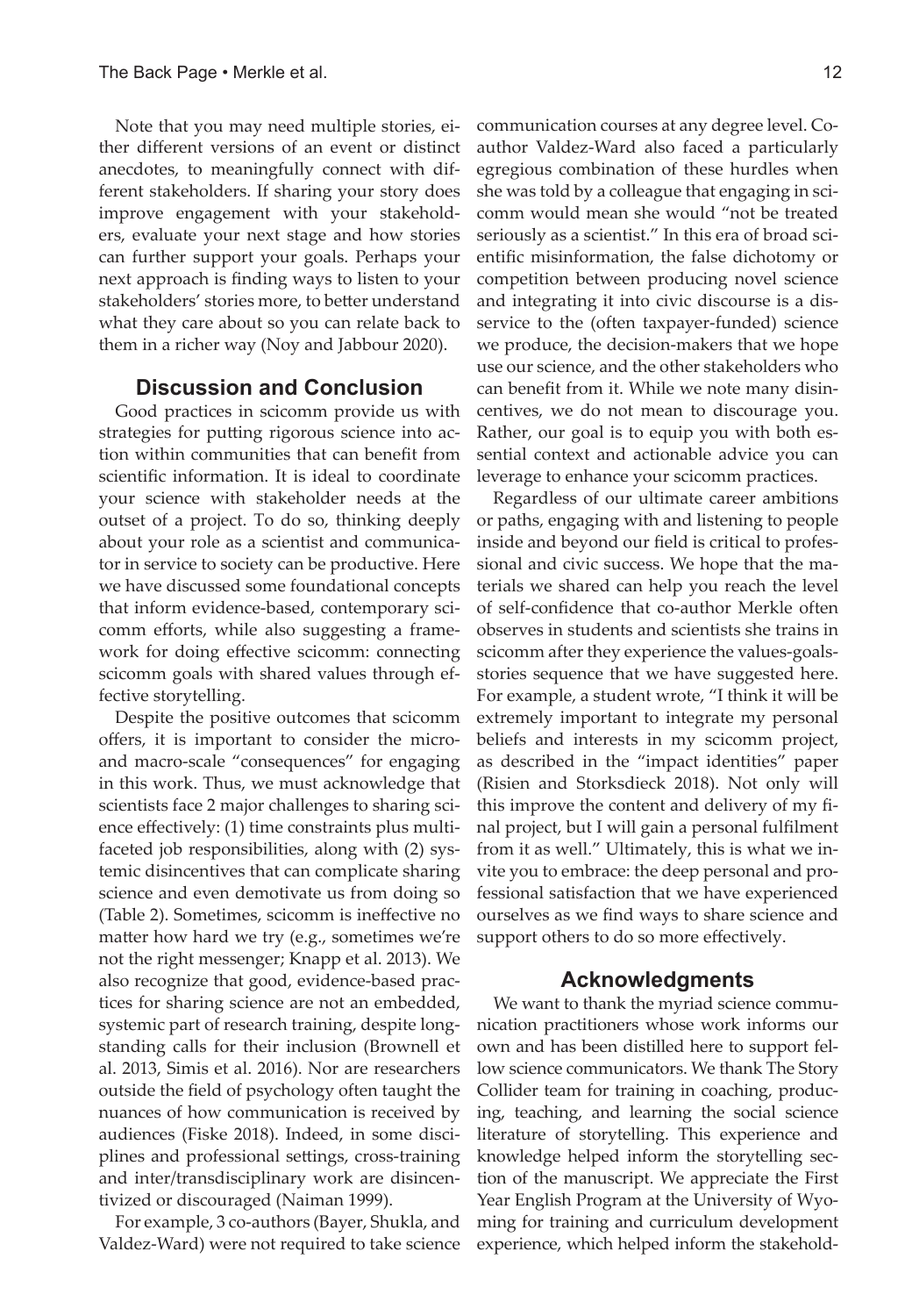Note that you may need multiple stories, either different versions of an event or distinct anecdotes, to meaningfully connect with different stakeholders. If sharing your story does improve engagement with your stakeholders, evaluate your next stage and how stories can further support your goals. Perhaps your next approach is finding ways to listen to your stakeholders' stories more, to better understand what they care about so you can relate back to them in a richer way (Noy and Jabbour 2020).

## Discussion and Conclusion

Good practices in scicomm provide us with strategies for putting rigorous science into action within communities that can benefit from scientific information. It is ideal to coordinate your science with stakeholder needs at the outset of a project. To do so, thinking deeply about your role as a scientist and communicator in service to society can be productive. Here we have discussed some foundational concepts that inform evidence-based, contemporary scicomm efforts, while also suggesting a framework for doing effective scicomm: connecting scicomm goals with shared values through effective storytelling.

Despite the positive outcomes that scicomm offers, it is important to consider the micro- and macro-scale "consequences" for engaging in this work. Thus, we must acknowledge that scientists face 2 major challenges to sharing science effectively: (1) time constraints plus multifaceted job responsibilities, along with (2) systemic disincentives that can complicate sharing science and even demotivate us from doing so (Table 2). Sometimes, scicomm is ineffective no matter how hard we try (e.g., sometimes we're not the right messenger; Knapp et al. 2013). We also recognize that good, evidence-based practices for sharing science are not an embedded, systemic part of research training, despite longstanding calls for their inclusion (Brownell et al. 2013, Simis et al. 2016). Nor are researchers outside the field of psychology often taught the nuances of how communication is received by audiences (Fiske 2018). Indeed, in some disciplines and professional settings, cross-training and inter/transdisciplinary work are disincentivized or discouraged (Naiman 1999).

For example, 3 co-authors (Bayer, Shukla, and Valdez-Ward) were not required to take science communication courses at any degree level. Co-author Valdez-Ward also faced a particularly egregious combination of these hurdles when she was told by a colleague that engaging in scicomm would mean she would "not be treated seriously as a scientist." In this era of broad scientific misinformation, the false dichotomy or competition between producing novel science and integrating it into civic discourse is a disservice to the (often taxpayer-funded) science we produce, the decision-makers that we hope use our science, and the other stakeholders who can benefit from it. While we note many disincentives, we do not mean to discourage you. Rather, our goal is to equip you with both essential context and actionable advice you can leverage to enhance your scicomm practices.

Regardless of our ultimate career ambitions or paths, engaging with and listening to people inside and beyond our field is critical to professional and civic success. We hope that the materials we shared can help you reach the level of self-confidence that co-author Merkle often observes in students and scientists she trains in scicomm after they experience the values-goals-stories sequence that we have suggested here. For example, a student wrote, "I think it will be extremely important to integrate my personal beliefs and interests in my scicomm project, as described in the "impact identities" paper (Risien and Storksdieck 2018). Not only will this improve the content and delivery of my final project, but I will gain a personal fulfilment from it as well." Ultimately, this is what we invite you to embrace: the deep personal and professional satisfaction that we have experienced ourselves as we find ways to share science and support others to do so more effectively.

## Acknowledgments

We want to thank the myriad science communication practitioners whose work informs our own and has been distilled here to support fellow science communicators. We thank The Story Collider team for training in coaching, producing, teaching, and learning the social science literature of storytelling. This experience and knowledge helped inform the storytelling section of the manuscript. We appreciate the First Year English Program at the University of Wyoming for training and curriculum development experience, which helped inform the stakehold-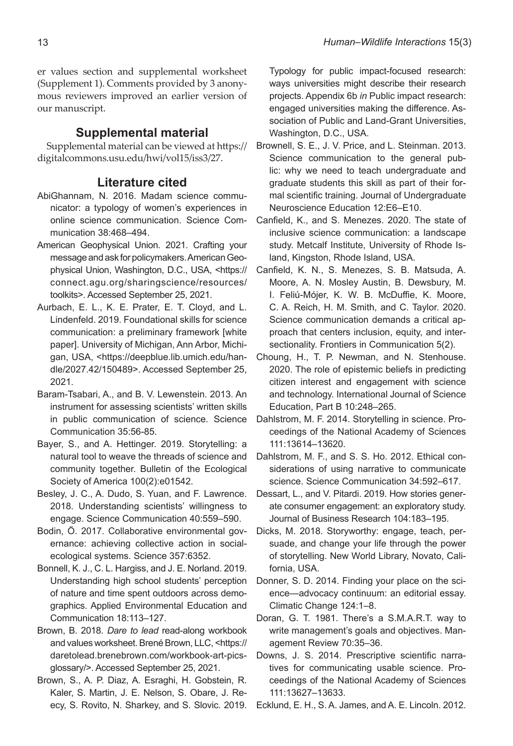er values section and supplemental worksheet (Supplement 1). Comments provided by 3 anonymous reviewers improved an earlier version of our manuscript.

## Supplemental material

Supplemental material can be viewed at https://digitalcommons.usu.edu/hwi/vol15/iss3/27.

## Literature cited

AbiGhannam, N. 2016. Madam science communicator: a typology of women's experiences in online science communication. Science Communication 38:468–494.

American Geophysical Union. 2021. Crafting your message and ask for policymakers. American Geophysical Union, Washington, D.C., USA, <https://connect.agu.org/sharingscience/resources/toolkits>. Accessed September 25, 2021.

Aurbach, E. L., K. E. Prater, E. T. Cloyd, and L. Lindenfeld. 2019. Foundational skills for science communication: a preliminary framework [white paper]. University of Michigan, Ann Arbor, Michigan, USA, <https://deepblue.lib.umich.edu/handle/2027.42/150489>. Accessed September 25, 2021.

Baram-Tsabari, A., and B. V. Lewenstein. 2013. An instrument for assessing scientists' written skills in public communication of science. Science Communication 35:56-85.

Bayer, S., and A. Hettinger. 2019. Storytelling: a natural tool to weave the threads of science and community together. Bulletin of the Ecological Society of America 100(2):e01542.

Besley, J. C., A. Dudo, S. Yuan, and F. Lawrence. 2018. Understanding scientists' willingness to engage. Science Communication 40:559–590.

Bodin, Ö. 2017. Collaborative environmental governance: achieving collective action in social-ecological systems. Science 357:6352.

Bonnell, K. J., C. L. Hargiss, and J. E. Norland. 2019. Understanding high school students' perception of nature and time spent outdoors across demographics. Applied Environmental Education and Communication 18:113–127.

Brown, B. 2018. *Dare to lead* read-along workbook and values worksheet. Brené Brown, LLC, <https://daretolead.brenebrown.com/workbook-art-pics-glossary/>. Accessed September 25, 2021.

Brown, S., A. P. Diaz, A. Esraghi, H. Gobstein, R. Kaler, S. Martin, J. E. Nelson, S. Obare, J. Reecy, S. Rovito, N. Sharkey, and S. Slovic. 2019. Typology for public impact-focused research: ways universities might describe their research projects. Appendix 6b *in* Public impact research: engaged universities making the difference. Association of Public and Land-Grant Universities, Washington, D.C., USA.

Brownell, S. E., J. V. Price, and L. Steinman. 2013. Science communication to the general public: why we need to teach undergraduate and graduate students this skill as part of their formal scientific training. Journal of Undergraduate Neuroscience Education 12:E6–E10.

Canfield, K., and S. Menezes. 2020. The state of inclusive science communication: a landscape study. Metcalf Institute, University of Rhode Island, Kingston, Rhode Island, USA.

Canfield, K. N., S. Menezes, S. B. Matsuda, A. Moore, A. N. Mosley Austin, B. Dewsbury, M. I. Feliú-Mójer, K. W. B. McDuffie, K. Moore, C. A. Reich, H. M. Smith, and C. Taylor. 2020. Science communication demands a critical approach that centers inclusion, equity, and intersectionality. Frontiers in Communication 5(2).

Choung, H., T. P. Newman, and N. Stenhouse. 2020. The role of epistemic beliefs in predicting citizen interest and engagement with science and technology. International Journal of Science Education, Part B 10:248–265.

Dahlstrom, M. F. 2014. Storytelling in science. Proceedings of the National Academy of Sciences 111:13614–13620.

Dahlstrom, M. F., and S. S. Ho. 2012. Ethical considerations of using narrative to communicate science. Science Communication 34:592–617.

Dessart, L., and V. Pitardi. 2019. How stories generate consumer engagement: an exploratory study. Journal of Business Research 104:183–195.

Dicks, M. 2018. Storyworthy: engage, teach, persuade, and change your life through the power of storytelling. New World Library, Novato, California, USA.

Donner, S. D. 2014. Finding your place on the science—advocacy continuum: an editorial essay. Climatic Change 124:1–8.

Doran, G. T. 1981. There's a S.M.A.R.T. way to write management's goals and objectives. Management Review 70:35–36.

Downs, J. S. 2014. Prescriptive scientific narratives for communicating usable science. Proceedings of the National Academy of Sciences 111:13627–13633.

Ecklund, E. H., S. A. James, and A. E. Lincoln. 2012.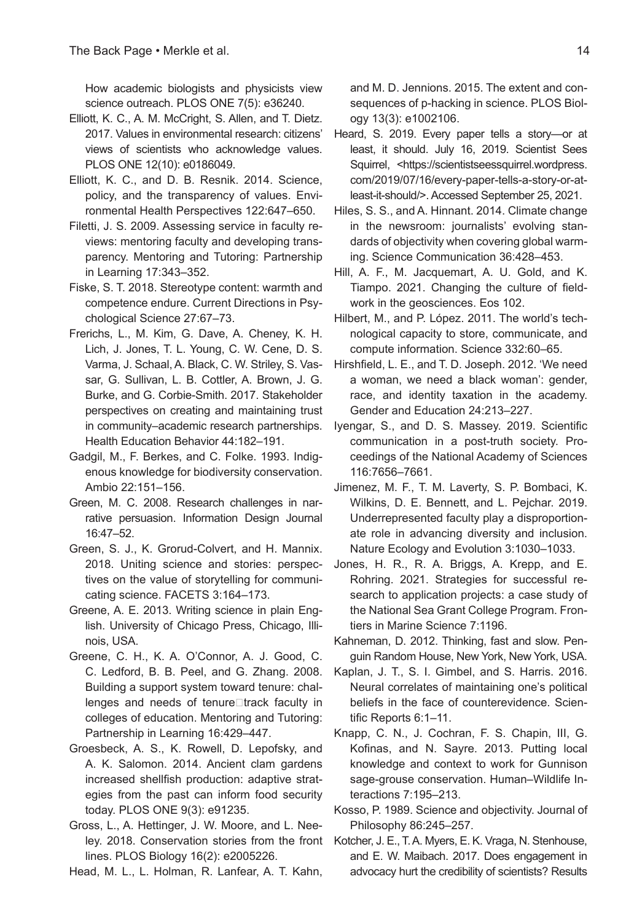How academic biologists and physicists view science outreach. PLOS ONE 7(5): e36240.

Elliott, K. C., A. M. McCright, S. Allen, and T. Dietz. 2017. Values in environmental research: citizens' views of scientists who acknowledge values. PLOS ONE 12(10): e0186049.

Elliott, K. C., and D. B. Resnik. 2014. Science, policy, and the transparency of values. Environmental Health Perspectives 122:647–650.

Filetti, J. S. 2009. Assessing service in faculty reviews: mentoring faculty and developing transparency. Mentoring and Tutoring: Partnership in Learning 17:343–352.

Fiske, S. T. 2018. Stereotype content: warmth and competence endure. Current Directions in Psychological Science 27:67–73.

Frerichs, L., M. Kim, G. Dave, A. Cheney, K. H. Lich, J. Jones, T. L. Young, C. W. Cene, D. S. Varma, J. Schaal, A. Black, C. W. Striley, S. Vassar, G. Sullivan, L. B. Cottler, A. Brown, J. G. Burke, and G. Corbie-Smith. 2017. Stakeholder perspectives on creating and maintaining trust in community–academic research partnerships. Health Education Behavior 44:182–191.

Gadgil, M., F. Berkes, and C. Folke. 1993. Indigenous knowledge for biodiversity conservation. Ambio 22:151–156.

Green, M. C. 2008. Research challenges in narrative persuasion. Information Design Journal 16:47–52.

Green, S. J., K. Grorud-Colvert, and H. Mannix. 2018. Uniting science and stories: perspectives on the value of storytelling for communicating science. FACETS 3:164–173.

Greene, A. E. 2013. Writing science in plain English. University of Chicago Press, Chicago, Illinois, USA.

Greene, C. H., K. A. O'Connor, A. J. Good, C. C. Ledford, B. B. Peel, and G. Zhang. 2008. Building a support system toward tenure: challenges and needs of tenure□track faculty in colleges of education. Mentoring and Tutoring: Partnership in Learning 16:429–447.

Groesbeck, A. S., K. Rowell, D. Lepofsky, and A. K. Salomon. 2014. Ancient clam gardens increased shellfish production: adaptive strategies from the past can inform food security today. PLOS ONE 9(3): e91235.

Gross, L., A. Hettinger, J. W. Moore, and L. Neeley. 2018. Conservation stories from the front lines. PLOS Biology 16(2): e2005226.

Head, M. L., L. Holman, R. Lanfear, A. T. Kahn, and M. D. Jennions. 2015. The extent and consequences of p-hacking in science. PLOS Biology 13(3): e1002106.

Heard, S. 2019. Every paper tells a story—or at least, it should. July 16, 2019. Scientist Sees Squirrel, <https://scientistseessquirrel.wordpress.com/2019/07/16/every-paper-tells-a-story-or-at-least-it-should/>. Accessed September 25, 2021.

Hiles, S. S., and A. Hinnant. 2014. Climate change in the newsroom: journalists' evolving standards of objectivity when covering global warming. Science Communication 36:428–453.

Hill, A. F., M. Jacquemart, A. U. Gold, and K. Tiampo. 2021. Changing the culture of fieldwork in the geosciences. Eos 102.

Hilbert, M., and P. López. 2011. The world's technological capacity to store, communicate, and compute information. Science 332:60–65.

Hirshfield, L. E., and T. D. Joseph. 2012. 'We need a woman, we need a black woman': gender, race, and identity taxation in the academy. Gender and Education 24:213–227.

Iyengar, S., and D. S. Massey. 2019. Scientific communication in a post-truth society. Proceedings of the National Academy of Sciences 116:7656–7661.

Jimenez, M. F., T. M. Laverty, S. P. Bombaci, K. Wilkins, D. E. Bennett, and L. Pejchar. 2019. Underrepresented faculty play a disproportionate role in advancing diversity and inclusion. Nature Ecology and Evolution 3:1030–1033.

Jones, H. R., R. A. Briggs, A. Krepp, and E. Rohring. 2021. Strategies for successful research to application projects: a case study of the National Sea Grant College Program. Frontiers in Marine Science 7:1196.

Kahneman, D. 2012. Thinking, fast and slow. Penguin Random House, New York, New York, USA.

Kaplan, J. T., S. I. Gimbel, and S. Harris. 2016. Neural correlates of maintaining one's political beliefs in the face of counterevidence. Scientific Reports 6:1–11.

Knapp, C. N., J. Cochran, F. S. Chapin, III, G. Kofinas, and N. Sayre. 2013. Putting local knowledge and context to work for Gunnison sage-grouse conservation. Human–Wildlife Interactions 7:195–213.

Kosso, P. 1989. Science and objectivity. Journal of Philosophy 86:245–257.

Kotcher, J. E., T. A. Myers, E. K. Vraga, N. Stenhouse, and E. W. Maibach. 2017. Does engagement in advocacy hurt the credibility of scientists? Results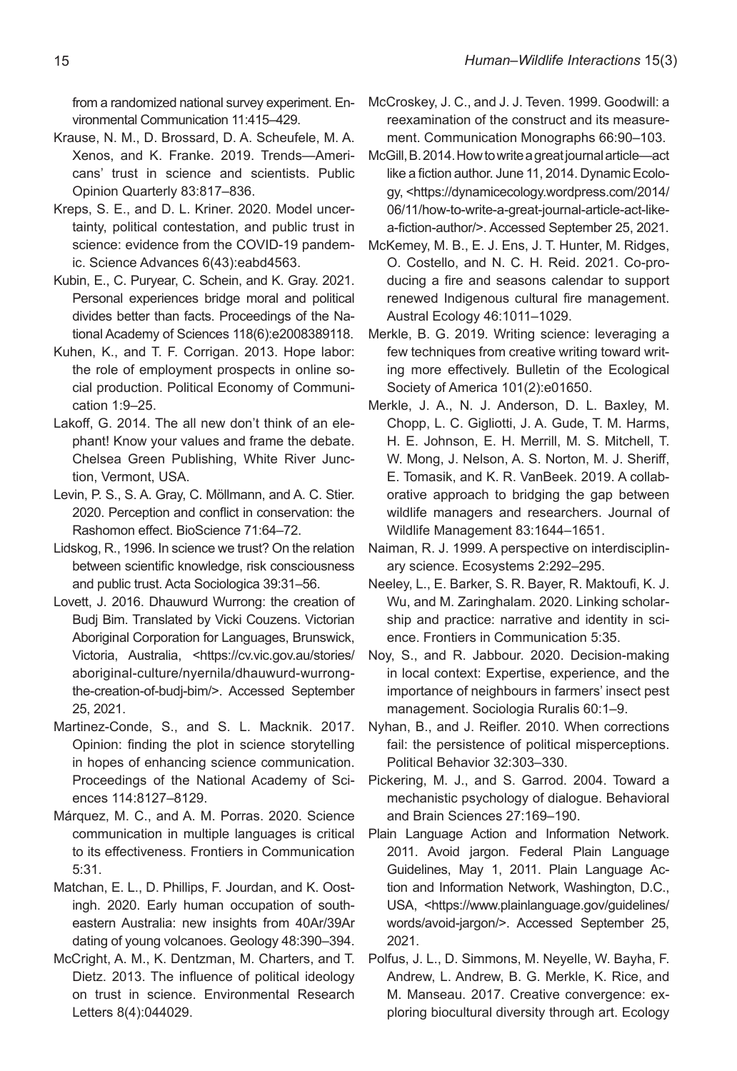from a randomized national survey experiment. Environmental Communication 11:415–429.

Krause, N. M., D. Brossard, D. A. Scheufele, M. A. Xenos, and K. Franke. 2019. Trends—Americans' trust in science and scientists. Public Opinion Quarterly 83:817–836.

Kreps, S. E., and D. L. Kriner. 2020. Model uncertainty, political contestation, and public trust in science: evidence from the COVID-19 pandemic. Science Advances 6(43):eabd4563.

Kubin, E., C. Puryear, C. Schein, and K. Gray. 2021. Personal experiences bridge moral and political divides better than facts. Proceedings of the National Academy of Sciences 118(6):e2008389118.

Kuhen, K., and T. F. Corrigan. 2013. Hope labor: the role of employment prospects in online social production. Political Economy of Communication 1:9–25.

Lakoff, G. 2014. The all new don't think of an elephant! Know your values and frame the debate. Chelsea Green Publishing, White River Junction, Vermont, USA.

Levin, P. S., S. A. Gray, C. Möllmann, and A. C. Stier. 2020. Perception and conflict in conservation: the Rashomon effect. BioScience 71:64–72.

Lidskog, R., 1996. In science we trust? On the relation between scientific knowledge, risk consciousness and public trust. Acta Sociologica 39:31–56.

Lovett, J. 2016. Dhauwurd Wurrong: the creation of Budj Bim. Translated by Vicki Couzens. Victorian Aboriginal Corporation for Languages, Brunswick, Victoria, Australia, <https://cv.vic.gov.au/stories/aboriginal-culture/nyernila/dhauwurd-wurrong-the-creation-of-budj-bim/>. Accessed September 25, 2021.

Martinez-Conde, S., and S. L. Macknik. 2017. Opinion: finding the plot in science storytelling in hopes of enhancing science communication. Proceedings of the National Academy of Sciences 114:8127–8129.

Márquez, M. C., and A. M. Porras. 2020. Science communication in multiple languages is critical to its effectiveness. Frontiers in Communication 5:31.

Matchan, E. L., D. Phillips, F. Jourdan, and K. Oostingh. 2020. Early human occupation of southeastern Australia: new insights from 40Ar/39Ar dating of young volcanoes. Geology 48:390–394.

McCright, A. M., K. Dentzman, M. Charters, and T. Dietz. 2013. The influence of political ideology on trust in science. Environmental Research Letters 8(4):044029.

McCroskey, J. C., and J. J. Teven. 1999. Goodwill: a reexamination of the construct and its measurement. Communication Monographs 66:90–103.

McGill, B. 2014. How to write a great journal article—act like a fiction author. June 11, 2014. Dynamic Ecology, <https://dynamicecology.wordpress.com/2014/06/11/how-to-write-a-great-journal-article-act-like-a-fiction-author/>. Accessed September 25, 2021.

McKemey, M. B., E. J. Ens, J. T. Hunter, M. Ridges, O. Costello, and N. C. H. Reid. 2021. Co-producing a fire and seasons calendar to support renewed Indigenous cultural fire management. Austral Ecology 46:1011–1029.

Merkle, B. G. 2019. Writing science: leveraging a few techniques from creative writing toward writing more effectively. Bulletin of the Ecological Society of America 101(2):e01650.

Merkle, J. A., N. J. Anderson, D. L. Baxley, M. Chopp, L. C. Gigliotti, J. A. Gude, T. M. Harms, H. E. Johnson, E. H. Merrill, M. S. Mitchell, T. W. Mong, J. Nelson, A. S. Norton, M. J. Sheriff, E. Tomasik, and K. R. VanBeek. 2019. A collaborative approach to bridging the gap between wildlife managers and researchers. Journal of Wildlife Management 83:1644–1651.

Naiman, R. J. 1999. A perspective on interdisciplinary science. Ecosystems 2:292–295.

Neeley, L., E. Barker, S. R. Bayer, R. Maktoufi, K. J. Wu, and M. Zaringhalam. 2020. Linking scholarship and practice: narrative and identity in science. Frontiers in Communication 5:35.

Noy, S., and R. Jabbour. 2020. Decision-making in local context: Expertise, experience, and the importance of neighbours in farmers' insect pest management. Sociologia Ruralis 60:1–9.

Nyhan, B., and J. Reifler. 2010. When corrections fail: the persistence of political misperceptions. Political Behavior 32:303–330.

Pickering, M. J., and S. Garrod. 2004. Toward a mechanistic psychology of dialogue. Behavioral and Brain Sciences 27:169–190.

Plain Language Action and Information Network. 2011. Avoid jargon. Federal Plain Language Guidelines, May 1, 2011. Plain Language Action and Information Network, Washington, D.C., USA, <https://www.plainlanguage.gov/guidelines/words/avoid-jargon/>. Accessed September 25, 2021.

Polfus, J. L., D. Simmons, M. Neyelle, W. Bayha, F. Andrew, L. Andrew, B. G. Merkle, K. Rice, and M. Manseau. 2017. Creative convergence: exploring biocultural diversity through art. Ecology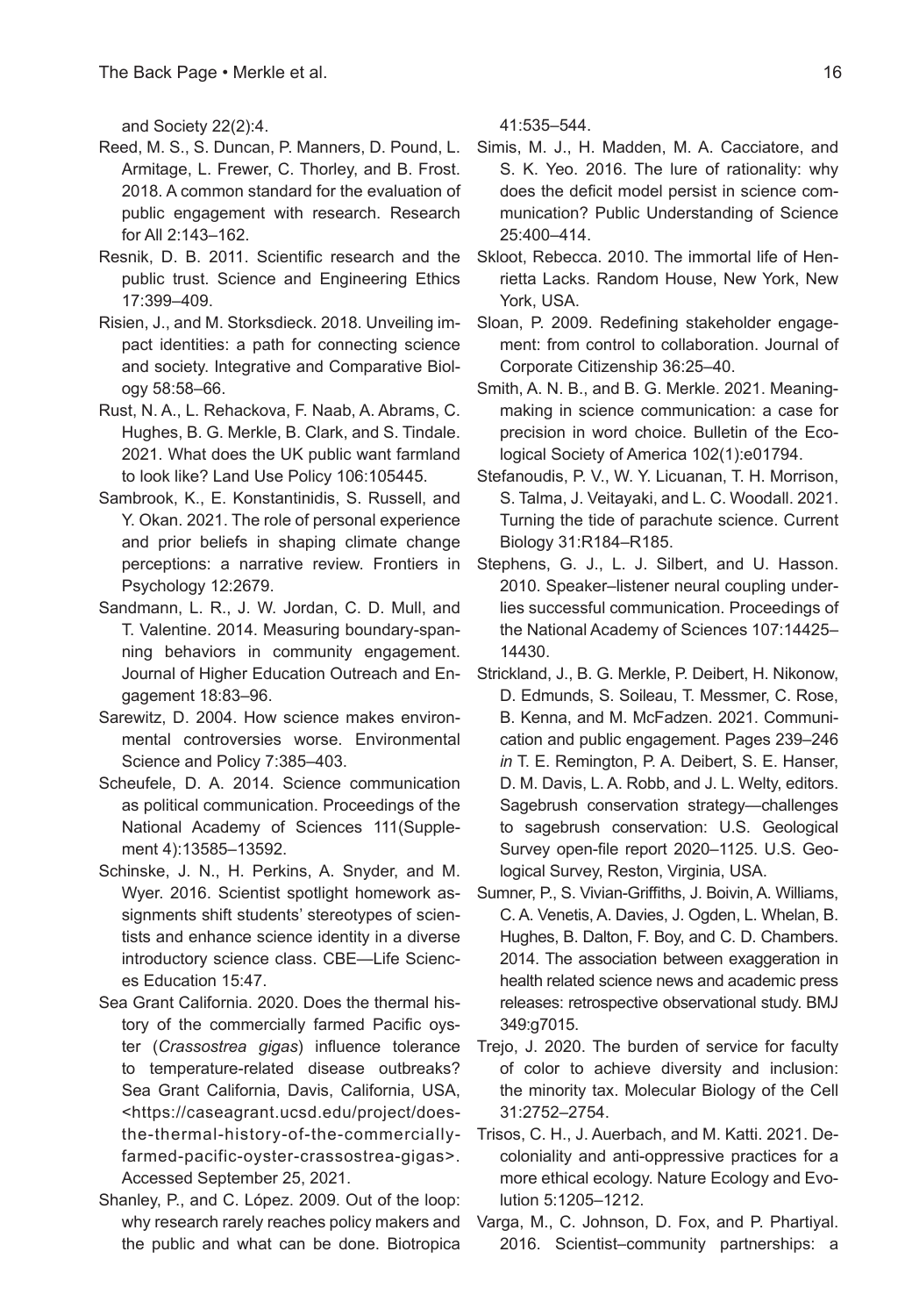and Society 22(2):4.

Reed, M. S., S. Duncan, P. Manners, D. Pound, L. Armitage, L. Frewer, C. Thorley, and B. Frost. 2018. A common standard for the evaluation of public engagement with research. Research for All 2:143–162.

Resnik, D. B. 2011. Scientific research and the public trust. Science and Engineering Ethics 17:399–409.

Risien, J., and M. Storksdieck. 2018. Unveiling impact identities: a path for connecting science and society. Integrative and Comparative Biology 58:58–66.

Rust, N. A., L. Rehackova, F. Naab, A. Abrams, C. Hughes, B. G. Merkle, B. Clark, and S. Tindale. 2021. What does the UK public want farmland to look like? Land Use Policy 106:105445.

Sambrook, K., E. Konstantinidis, S. Russell, and Y. Okan. 2021. The role of personal experience and prior beliefs in shaping climate change perceptions: a narrative review. Frontiers in Psychology 12:2679.

Sandmann, L. R., J. W. Jordan, C. D. Mull, and T. Valentine. 2014. Measuring boundary-spanning behaviors in community engagement. Journal of Higher Education Outreach and Engagement 18:83–96.

Sarewitz, D. 2004. How science makes environmental controversies worse. Environmental Science and Policy 7:385–403.

Scheufele, D. A. 2014. Science communication as political communication. Proceedings of the National Academy of Sciences 111(Supplement 4):13585–13592.

Schinske, J. N., H. Perkins, A. Snyder, and M. Wyer. 2016. Scientist spotlight homework assignments shift students' stereotypes of scientists and enhance science identity in a diverse introductory science class. CBE—Life Sciences Education 15:47.

Sea Grant California. 2020. Does the thermal history of the commercially farmed Pacific oyster (*Crassostrea gigas*) influence tolerance to temperature-related disease outbreaks? Sea Grant California, Davis, California, USA, <https://caseagrant.ucsd.edu/project/does-the-thermal-history-of-the-commercially-farmed-pacific-oyster-crassostrea-gigas>. Accessed September 25, 2021.

Shanley, P., and C. López. 2009. Out of the loop: why research rarely reaches policy makers and the public and what can be done. Biotropica 41:535–544.

Simis, M. J., H. Madden, M. A. Cacciatore, and S. K. Yeo. 2016. The lure of rationality: why does the deficit model persist in science communication? Public Understanding of Science 25:400–414.

Skloot, Rebecca. 2010. The immortal life of Henrietta Lacks. Random House, New York, New York, USA.

Sloan, P. 2009. Redefining stakeholder engagement: from control to collaboration. Journal of Corporate Citizenship 36:25–40.

Smith, A. N. B., and B. G. Merkle. 2021. Meaning-making in science communication: a case for precision in word choice. Bulletin of the Ecological Society of America 102(1):e01794.

Stefanoudis, P. V., W. Y. Licuanan, T. H. Morrison, S. Talma, J. Veitayaki, and L. C. Woodall. 2021. Turning the tide of parachute science. Current Biology 31:R184–R185.

Stephens, G. J., L. J. Silbert, and U. Hasson. 2010. Speaker–listener neural coupling underlies successful communication. Proceedings of the National Academy of Sciences 107:14425–14430.

Strickland, J., B. G. Merkle, P. Deibert, H. Nikonow, D. Edmunds, S. Soileau, T. Messmer, C. Rose, B. Kenna, and M. McFadzen. 2021. Communication and public engagement. Pages 239–246 *in* T. E. Remington, P. A. Deibert, S. E. Hanser, D. M. Davis, L. A. Robb, and J. L. Welty, editors. Sagebrush conservation strategy—challenges to sagebrush conservation: U.S. Geological Survey open-file report 2020–1125. U.S. Geological Survey, Reston, Virginia, USA.

Sumner, P., S. Vivian-Griffiths, J. Boivin, A. Williams, C. A. Venetis, A. Davies, J. Ogden, L. Whelan, B. Hughes, B. Dalton, F. Boy, and C. D. Chambers. 2014. The association between exaggeration in health related science news and academic press releases: retrospective observational study. BMJ 349:g7015.

Trejo, J. 2020. The burden of service for faculty of color to achieve diversity and inclusion: the minority tax. Molecular Biology of the Cell 31:2752–2754.

Trisos, C. H., J. Auerbach, and M. Katti. 2021. Decoloniality and anti-oppressive practices for a more ethical ecology. Nature Ecology and Evolution 5:1205–1212.

Varga, M., C. Johnson, D. Fox, and P. Phartiyal. 2016. Scientist–community partnerships: a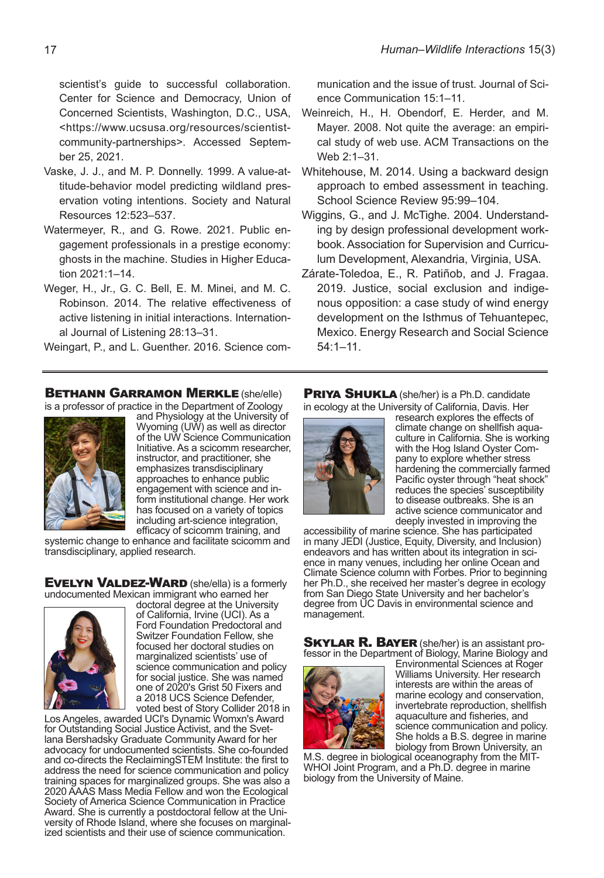scientist's guide to successful collaboration. Center for Science and Democracy, Union of Concerned Scientists, Washington, D.C., USA, <https://www.ucsusa.org/resources/scientist-community-partnerships>. Accessed September 25, 2021.

Vaske, J. J., and M. P. Donnelly. 1999. A value-attitude-behavior model predicting wildland preservation voting intentions. Society and Natural Resources 12:523–537.

Watermeyer, R., and G. Rowe. 2021. Public engagement professionals in a prestige economy: ghosts in the machine. Studies in Higher Education 2021:1–14.

Weger, H., Jr., G. C. Bell, E. M. Minei, and M. C. Robinson. 2014. The relative effectiveness of active listening in initial interactions. International Journal of Listening 28:13–31.

Weingart, P., and L. Guenther. 2016. Science communication and the issue of trust. Journal of Science Communication 15:1–11.

Weinreich, H., H. Obendorf, E. Herder, and M. Mayer. 2008. Not quite the average: an empirical study of web use. ACM Transactions on the Web 2:1–31.

Whitehouse, M. 2014. Using a backward design approach to embed assessment in teaching. School Science Review 95:99–104.

Wiggins, G., and J. McTighe. 2004. Understanding by design professional development workbook. Association for Supervision and Curriculum Development, Alexandria, Virginia, USA.

Zárate-Toledoa, E., R. Patiñob, and J. Fragaa. 2019. Justice, social exclusion and indigenous opposition: a case study of wind energy development on the Isthmus of Tehuantepec, Mexico. Energy Research and Social Science 54:1–11.

---

**Bethann Garramon Merkle** (she/elle) is a professor of practice in the Department of Zoology and Physiology at the University of Wyoming (UW) as well as director of the UW Science Communication Initiative. As a scicomm researcher, instructor, and practitioner, she emphasizes transdisciplinary approaches to enhance public engagement with science and inform institutional change. Her work has focused on a variety of topics including art-science integration, efficacy of scicomm training, and systemic change to enhance and facilitate scicomm and transdisciplinary, applied research.

**Evelyn Valdez-Ward** (she/ella) is a formerly undocumented Mexican immigrant who earned her doctoral degree at the University of California, Irvine (UCI). As a Ford Foundation Predoctoral and Switzer Foundation Fellow, she focused her doctoral studies on marginalized scientists' use of science communication and policy for social justice. She was named one of 2020's Grist 50 Fixers and a 2018 UCS Science Defender, voted best of Story Collider 2018 in Los Angeles, awarded UCI's Dynamic Womxn's Award for Outstanding Social Justice Activist, and the Svetlana Bershadsky Graduate Community Award for her advocacy for undocumented scientists. She co-founded and co-directs the ReclaimingSTEM Institute: the first to address the need for science communication and policy training spaces for marginalized groups. She was also a 2020 AAAS Mass Media Fellow and won the Ecological Society of America Science Communication in Practice Award. She is currently a postdoctoral fellow at the University of Rhode Island, where she focuses on marginalized scientists and their use of science communication.

**Priya Shukla** (she/her) is a Ph.D. candidate in ecology at the University of California, Davis. Her research explores the effects of climate change on shellfish aquaculture in California. She is working with the Hog Island Oyster Company to explore whether stress hardening the commercially farmed Pacific oyster through "heat shock" reduces the species' susceptibility to disease outbreaks. She is an active science communicator and deeply invested in improving the accessibility of marine science. She has participated in many JEDI (Justice, Equity, Diversity, and Inclusion) endeavors and has written about its integration in science in many venues, including her online Ocean and Climate Science column with Forbes. Prior to beginning her Ph.D., she received her master's degree in ecology from San Diego State University and her bachelor's degree from UC Davis in environmental science and management.

**Skylar R. Bayer** (she/her) is an assistant professor in the Department of Biology, Marine Biology and Environmental Sciences at Roger Williams University. Her research interests are within the areas of marine ecology and conservation, invertebrate reproduction, shellfish aquaculture and fisheries, and science communication and policy. She holds a B.S. degree in marine biology from Brown University, an M.S. degree in biological oceanography from the MIT-WHOI Joint Program, and a Ph.D. degree in marine biology from the University of Maine.